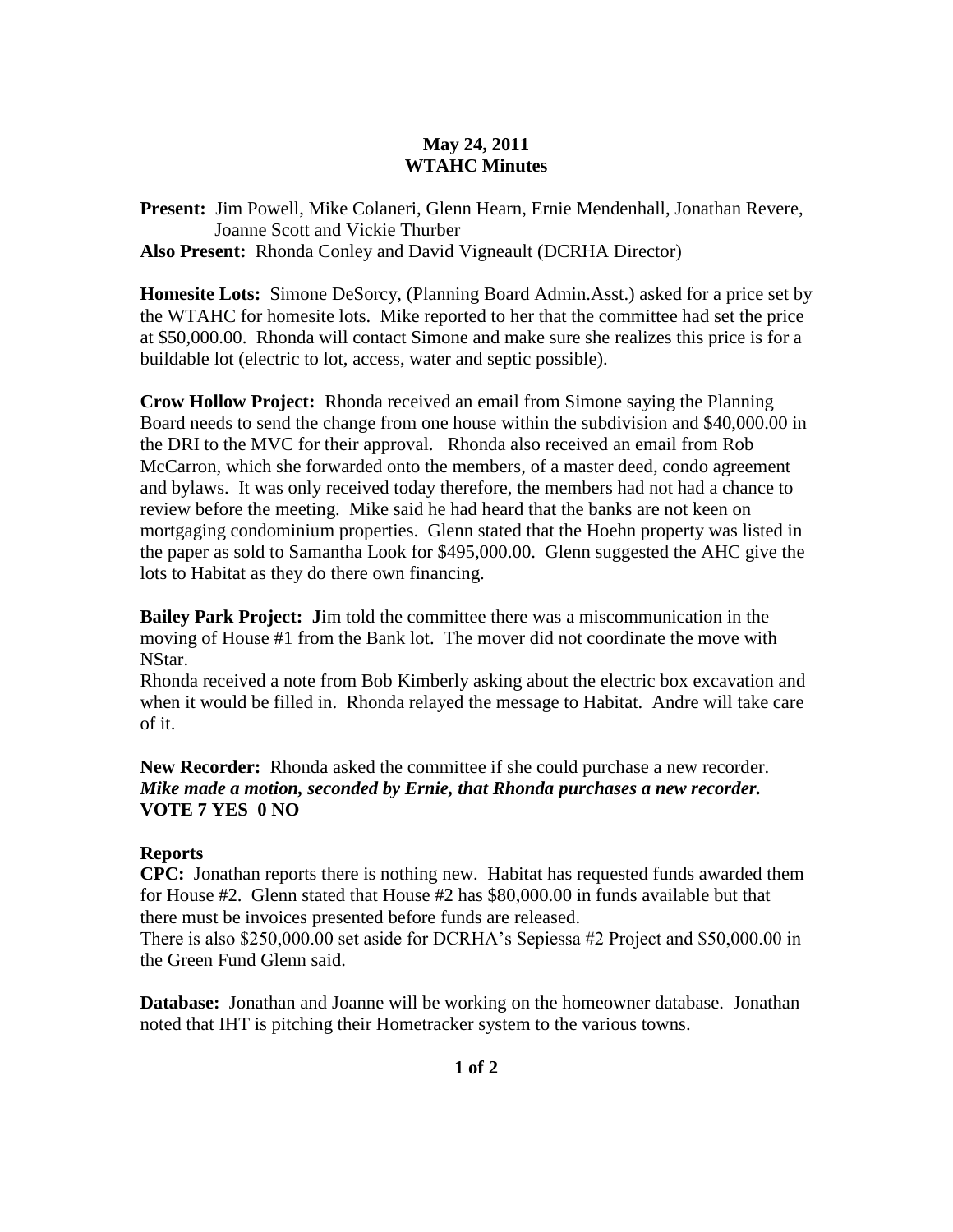# May 24, 2011
# WTAHC Minutes

**Present:** Jim Powell, Mike Colaneri, Glenn Hearn, Ernie Mendenhall, Jonathan Revere, Joanne Scott and Vickie Thurber
**Also Present:** Rhonda Conley and David Vigneault (DCRHA Director)

**Homesite Lots:** Simone DeSorcy, (Planning Board Admin.Asst.) asked for a price set by the WTAHC for homesite lots. Mike reported to her that the committee had set the price at $50,000.00. Rhonda will contact Simone and make sure she realizes this price is for a buildable lot (electric to lot, access, water and septic possible).

**Crow Hollow Project:** Rhonda received an email from Simone saying the Planning Board needs to send the change from one house within the subdivision and $40,000.00 in the DRI to the MVC for their approval. Rhonda also received an email from Rob McCarron, which she forwarded onto the members, of a master deed, condo agreement and bylaws. It was only received today therefore, the members had not had a chance to review before the meeting. Mike said he had heard that the banks are not keen on mortgaging condominium properties. Glenn stated that the Hoehn property was listed in the paper as sold to Samantha Look for $495,000.00. Glenn suggested the AHC give the lots to Habitat as they do there own financing.

**Bailey Park Project:** **J**im told the committee there was a miscommunication in the moving of House #1 from the Bank lot. The mover did not coordinate the move with NStar.
Rhonda received a note from Bob Kimberly asking about the electric box excavation and when it would be filled in. Rhonda relayed the message to Habitat. Andre will take care of it.

**New Recorder:** Rhonda asked the committee if she could purchase a new recorder.
***Mike made a motion, seconded by Ernie, that Rhonda purchases a new recorder.***
**VOTE 7 YES 0 NO**

**Reports**
**CPC:** Jonathan reports there is nothing new. Habitat has requested funds awarded them for House #2. Glenn stated that House #2 has $80,000.00 in funds available but that there must be invoices presented before funds are released.
There is also $250,000.00 set aside for DCRHA's Sepiessa #2 Project and $50,000.00 in the Green Fund Glenn said.

**Database:** Jonathan and Joanne will be working on the homeowner database. Jonathan noted that IHT is pitching their Hometracker system to the various towns.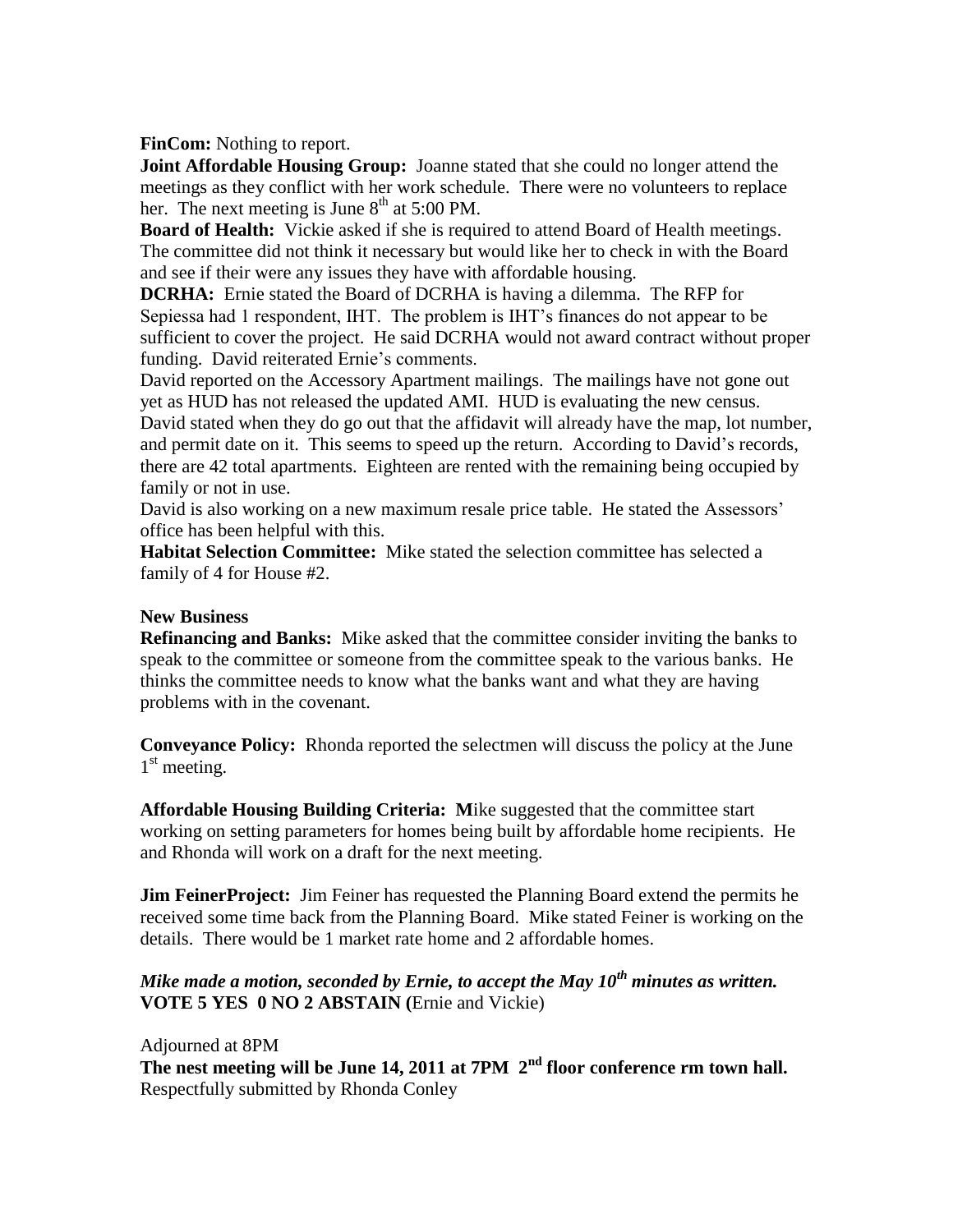**FinCom:** Nothing to report.

**Joint Affordable Housing Group:** Joanne stated that she could no longer attend the meetings as they conflict with her work schedule. There were no volunteers to replace her. The next meeting is June 8th at 5:00 PM.

**Board of Health:** Vickie asked if she is required to attend Board of Health meetings. The committee did not think it necessary but would like her to check in with the Board and see if their were any issues they have with affordable housing.

**DCRHA:** Ernie stated the Board of DCRHA is having a dilemma. The RFP for Sepiessa had 1 respondent, IHT. The problem is IHT's finances do not appear to be sufficient to cover the project. He said DCRHA would not award contract without proper funding. David reiterated Ernie's comments.

David reported on the Accessory Apartment mailings. The mailings have not gone out yet as HUD has not released the updated AMI. HUD is evaluating the new census. David stated when they do go out that the affidavit will already have the map, lot number, and permit date on it. This seems to speed up the return. According to David's records, there are 42 total apartments. Eighteen are rented with the remaining being occupied by family or not in use.

David is also working on a new maximum resale price table. He stated the Assessors' office has been helpful with this.

**Habitat Selection Committee:** Mike stated the selection committee has selected a family of 4 for House #2.

**New Business**

**Refinancing and Banks:** Mike asked that the committee consider inviting the banks to speak to the committee or someone from the committee speak to the various banks. He thinks the committee needs to know what the banks want and what they are having problems with in the covenant.

**Conveyance Policy:** Rhonda reported the selectmen will discuss the policy at the June 1st meeting.

**Affordable Housing Building Criteria:** **M**ike suggested that the committee start working on setting parameters for homes being built by affordable home recipients. He and Rhonda will work on a draft for the next meeting.

**Jim FeinerProject:** Jim Feiner has requested the Planning Board extend the permits he received some time back from the Planning Board. Mike stated Feiner is working on the details. There would be 1 market rate home and 2 affordable homes.

***Mike made a motion, seconded by Ernie, to accept the May 10th minutes as written.***
**VOTE 5 YES 0 NO 2 ABSTAIN (**Ernie and Vickie)

Adjourned at 8PM

**The nest meeting will be June 14, 2011 at 7PM 2nd floor conference rm town hall.**
Respectfully submitted by Rhonda Conley